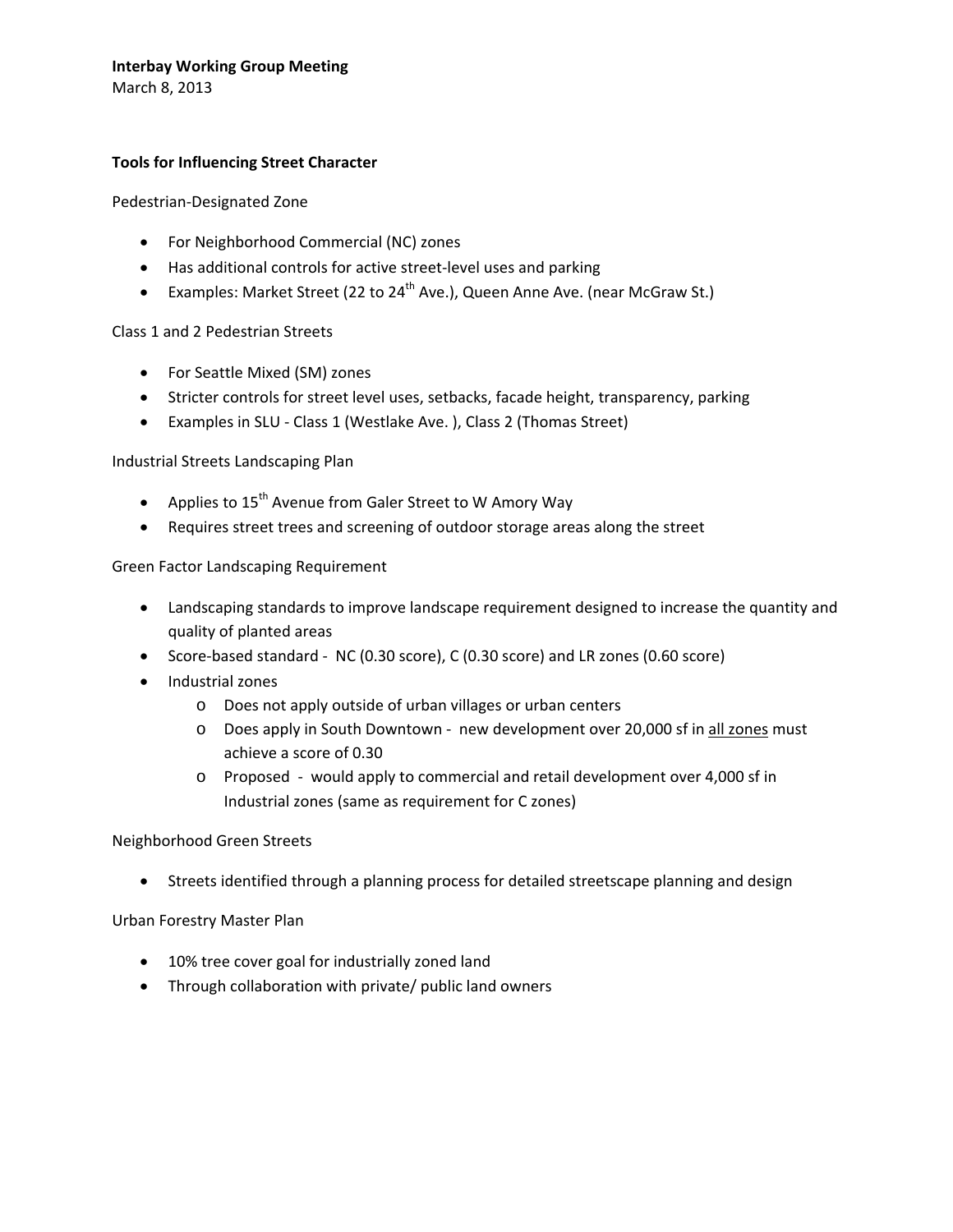**Interbay Working Group Meeting**
March 8, 2013

## Tools for Influencing Street Character

Pedestrian-Designated Zone

- For Neighborhood Commercial (NC) zones
- Has additional controls for active street-level uses and parking
- Examples: Market Street (22 to 24th Ave.), Queen Anne Ave. (near McGraw St.)

Class 1 and 2 Pedestrian Streets

- For Seattle Mixed (SM) zones
- Stricter controls for street level uses, setbacks, facade height, transparency, parking
- Examples in SLU - Class 1 (Westlake Ave. ), Class 2 (Thomas Street)

Industrial Streets Landscaping Plan

- Applies to 15th Avenue from Galer Street to W Amory Way
- Requires street trees and screening of outdoor storage areas along the street

Green Factor Landscaping Requirement

- Landscaping standards to improve landscape requirement designed to increase the quantity and quality of planted areas
- Score-based standard - NC (0.30 score), C (0.30 score) and LR zones (0.60 score)
- Industrial zones
  - Does not apply outside of urban villages or urban centers
  - Does apply in South Downtown - new development over 20,000 sf in <u>all zones</u> must achieve a score of 0.30
  - Proposed - would apply to commercial and retail development over 4,000 sf in Industrial zones (same as requirement for C zones)

Neighborhood Green Streets

- Streets identified through a planning process for detailed streetscape planning and design

Urban Forestry Master Plan

- 10% tree cover goal for industrially zoned land
- Through collaboration with private/ public land owners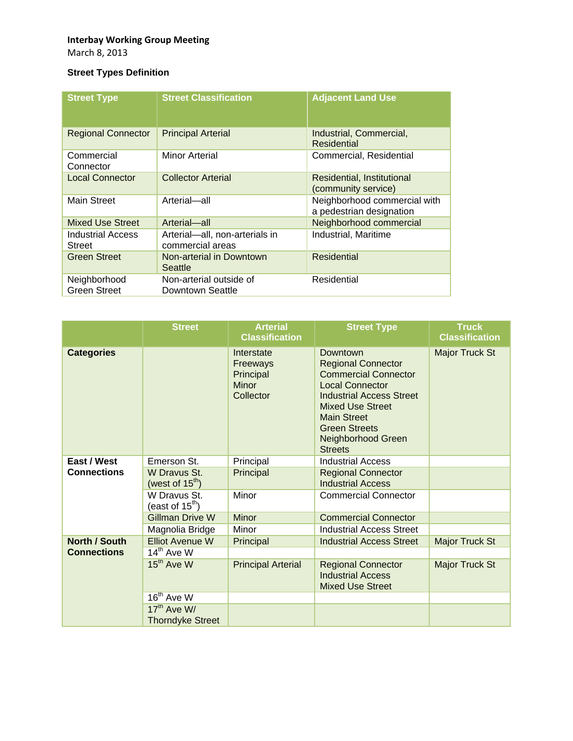**Interbay Working Group Meeting**
March 8, 2013

**Street Types Definition**

| Street Type | Street Classification | Adjacent Land Use |
|---|---|---|
| Regional Connector | Principal Arterial | Industrial, Commercial, Residential |
| Commercial Connector | Minor Arterial | Commercial, Residential |
| Local Connector | Collector Arterial | Residential, Institutional (community service) |
| Main Street | Arterial—all | Neighborhood commercial with a pedestrian designation |
| Mixed Use Street | Arterial—all | Neighborhood commercial |
| Industrial Access Street | Arterial—all, non-arterials in commercial areas | Industrial, Maritime |
| Green Street | Non-arterial in Downtown Seattle | Residential |
| Neighborhood Green Street | Non-arterial outside of Downtown Seattle | Residential |

| | Street | Arterial Classification | Street Type | Truck Classification |
|---|---|---|---|---|
| **Categories** | | Interstate<br>Freeways<br>Principal<br>Minor<br>Collector | Downtown<br>Regional Connector<br>Commercial Connector<br>Local Connector<br>Industrial Access Street<br>Mixed Use Street<br>Main Street<br>Green Streets<br>Neighborhood Green Streets | Major Truck St |
| **East / West Connections** | Emerson St. | Principal | Industrial Access | |
| | W Dravus St. (west of 15th) | Principal | Regional Connector<br>Industrial Access | |
| | W Dravus St. (east of 15th) | Minor | Commercial Connector | |
| | Gillman Drive W | Minor | Commercial Connector | |
| | Magnolia Bridge | Minor | Industrial Access Street | |
| **North / South Connections** | Elliot Avenue W | Principal | Industrial Access Street | Major Truck St |
| | 14th Ave W | | | |
| | 15th Ave W | Principal Arterial | Regional Connector<br>Industrial Access<br>Mixed Use Street | Major Truck St |
| | 16th Ave W | | | |
| | 17th Ave W/ Thorndyke Street | | | |